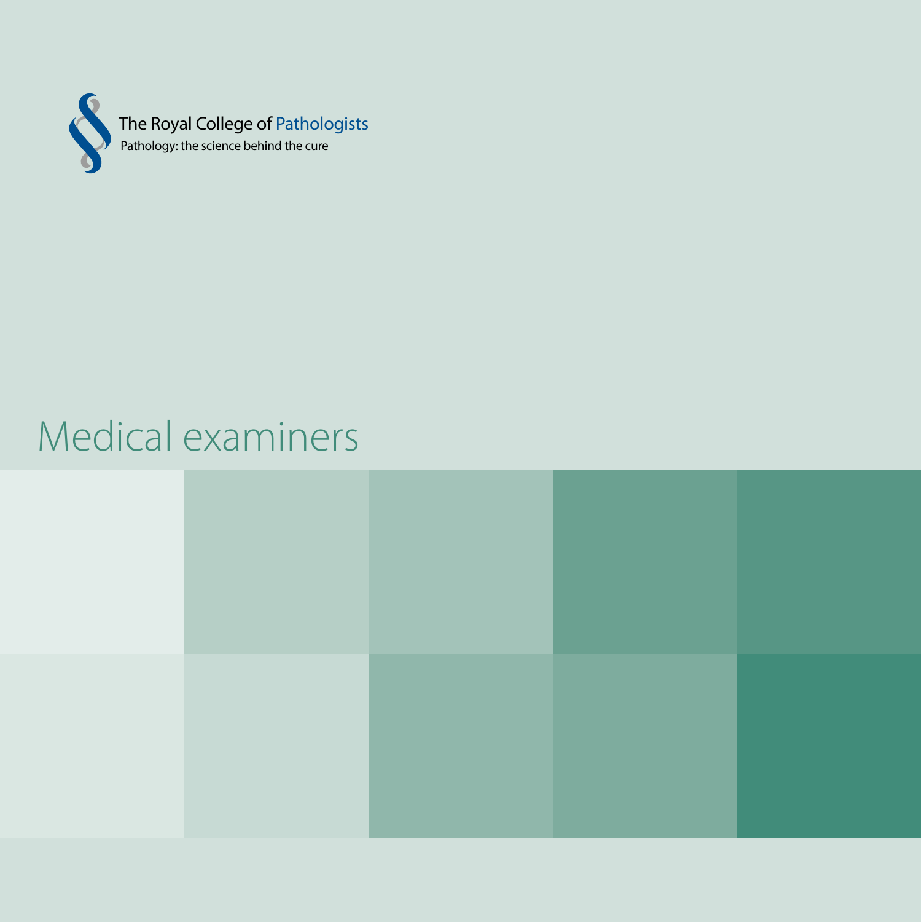The Royal College of Pathologists

Pathology: the science behind the cure

# Medical examiners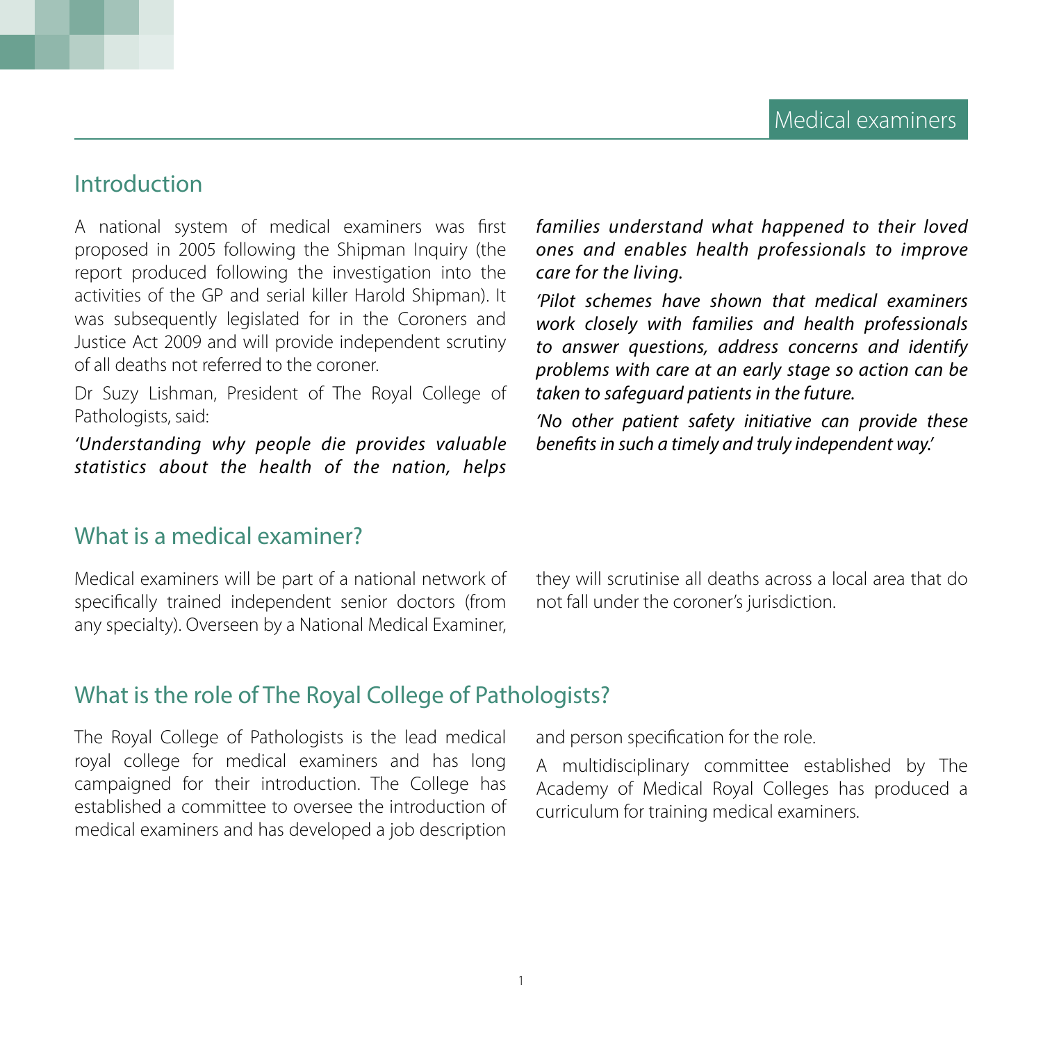## Introduction

A national system of medical examiners was first proposed in 2005 following the Shipman Inquiry (the report produced following the investigation into the activities of the GP and serial killer Harold Shipman). It was subsequently legislated for in the Coroners and Justice Act 2009 and will provide independent scrutiny of all deaths not referred to the coroner.

Dr Suzy Lishman, President of The Royal College of Pathologists, said:

*'Understanding why people die provides valuable statistics about the health of the nation, helps families understand what happened to their loved ones and enables health professionals to improve care for the living.*

*'Pilot schemes have shown that medical examiners work closely with families and health professionals to answer questions, address concerns and identify problems with care at an early stage so action can be taken to safeguard patients in the future.*

*'No other patient safety initiative can provide these benefits in such a timely and truly independent way.'*

## What is a medical examiner?

Medical examiners will be part of a national network of specifically trained independent senior doctors (from any specialty). Overseen by a National Medical Examiner, they will scrutinise all deaths across a local area that do not fall under the coroner's jurisdiction.

## What is the role of The Royal College of Pathologists?

The Royal College of Pathologists is the lead medical royal college for medical examiners and has long campaigned for their introduction. The College has established a committee to oversee the introduction of medical examiners and has developed a job description and person specification for the role.

A multidisciplinary committee established by The Academy of Medical Royal Colleges has produced a curriculum for training medical examiners.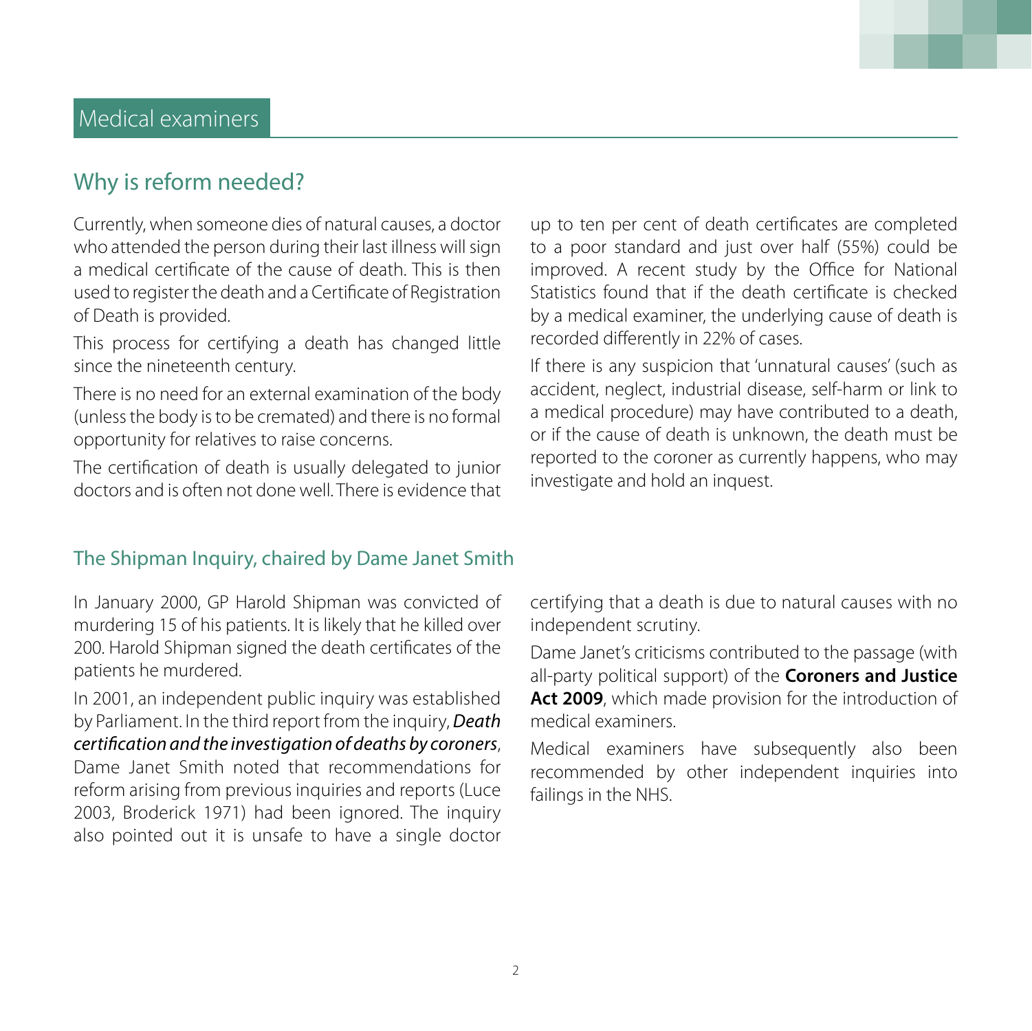# Medical examiners

## Why is reform needed?

Currently, when someone dies of natural causes, a doctor who attended the person during their last illness will sign a medical certificate of the cause of death. This is then used to register the death and a Certificate of Registration of Death is provided.

This process for certifying a death has changed little since the nineteenth century.

There is no need for an external examination of the body (unless the body is to be cremated) and there is no formal opportunity for relatives to raise concerns.

The certification of death is usually delegated to junior doctors and is often not done well. There is evidence that up to ten per cent of death certificates are completed to a poor standard and just over half (55%) could be improved. A recent study by the Office for National Statistics found that if the death certificate is checked by a medical examiner, the underlying cause of death is recorded differently in 22% of cases.

If there is any suspicion that 'unnatural causes' (such as accident, neglect, industrial disease, self-harm or link to a medical procedure) may have contributed to a death, or if the cause of death is unknown, the death must be reported to the coroner as currently happens, who may investigate and hold an inquest.

### The Shipman Inquiry, chaired by Dame Janet Smith

In January 2000, GP Harold Shipman was convicted of murdering 15 of his patients. It is likely that he killed over 200. Harold Shipman signed the death certificates of the patients he murdered.

In 2001, an independent public inquiry was established by Parliament. In the third report from the inquiry, ***Death certification and the investigation of deaths by coroners***, Dame Janet Smith noted that recommendations for reform arising from previous inquiries and reports (Luce 2003, Broderick 1971) had been ignored. The inquiry also pointed out it is unsafe to have a single doctor certifying that a death is due to natural causes with no independent scrutiny.

Dame Janet's criticisms contributed to the passage (with all-party political support) of the **Coroners and Justice Act 2009**, which made provision for the introduction of medical examiners.

Medical examiners have subsequently also been recommended by other independent inquiries into failings in the NHS.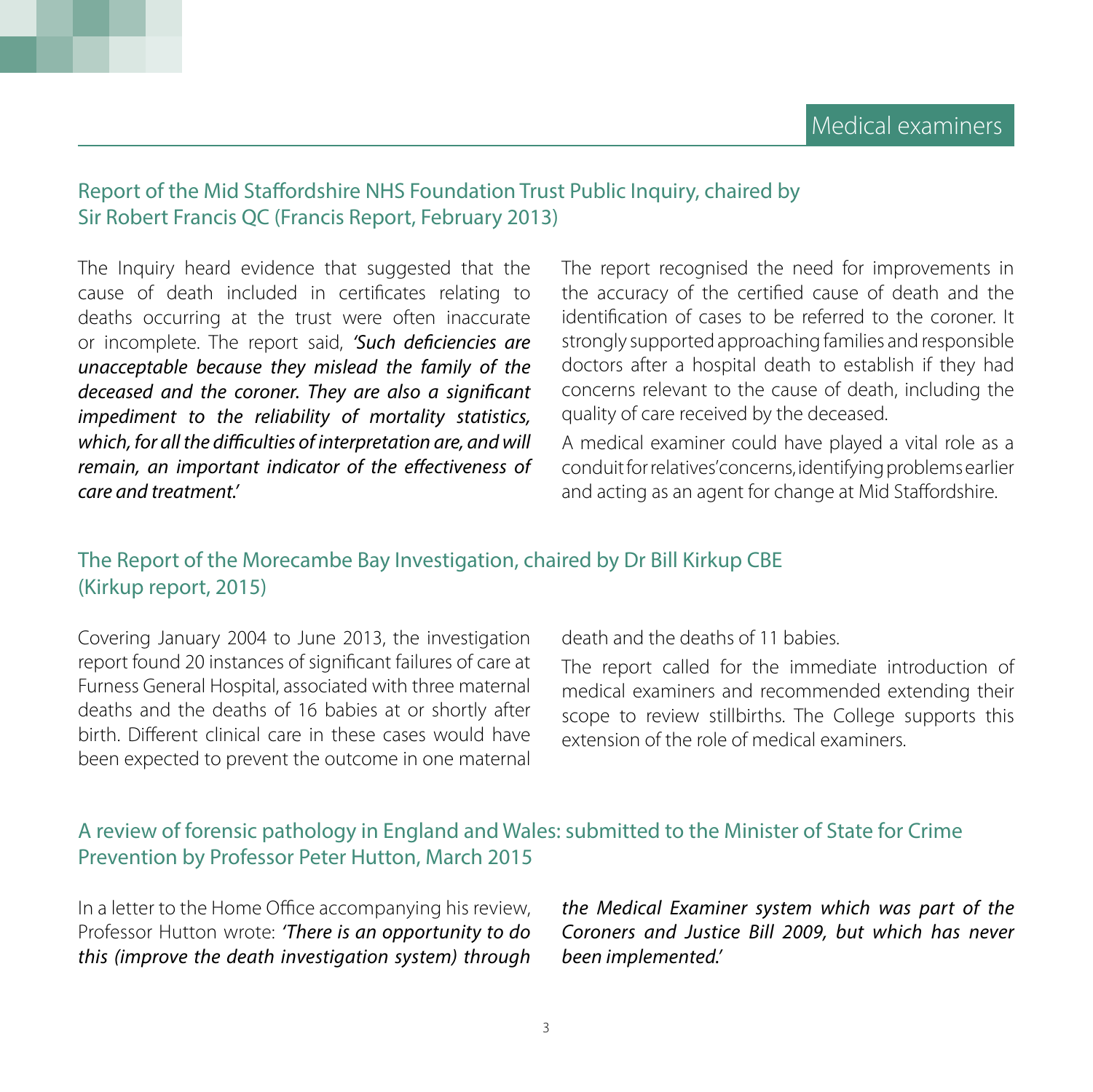## Report of the Mid Staffordshire NHS Foundation Trust Public Inquiry, chaired by Sir Robert Francis QC (Francis Report, February 2013)

The Inquiry heard evidence that suggested that the cause of death included in certificates relating to deaths occurring at the trust were often inaccurate or incomplete. The report said, *'Such deficiencies are unacceptable because they mislead the family of the deceased and the coroner. They are also a significant impediment to the reliability of mortality statistics, which, for all the difficulties of interpretation are, and will remain, an important indicator of the effectiveness of care and treatment.'*

The report recognised the need for improvements in the accuracy of the certified cause of death and the identification of cases to be referred to the coroner. It strongly supported approaching families and responsible doctors after a hospital death to establish if they had concerns relevant to the cause of death, including the quality of care received by the deceased.

A medical examiner could have played a vital role as a conduit for relatives' concerns, identifying problems earlier and acting as an agent for change at Mid Staffordshire.

## The Report of the Morecambe Bay Investigation, chaired by Dr Bill Kirkup CBE (Kirkup report, 2015)

Covering January 2004 to June 2013, the investigation report found 20 instances of significant failures of care at Furness General Hospital, associated with three maternal deaths and the deaths of 16 babies at or shortly after birth. Different clinical care in these cases would have been expected to prevent the outcome in one maternal death and the deaths of 11 babies.

The report called for the immediate introduction of medical examiners and recommended extending their scope to review stillbirths. The College supports this extension of the role of medical examiners.

## A review of forensic pathology in England and Wales: submitted to the Minister of State for Crime Prevention by Professor Peter Hutton, March 2015

In a letter to the Home Office accompanying his review, Professor Hutton wrote: *'There is an opportunity to do this (improve the death investigation system) through the Medical Examiner system which was part of the Coroners and Justice Bill 2009, but which has never been implemented.'*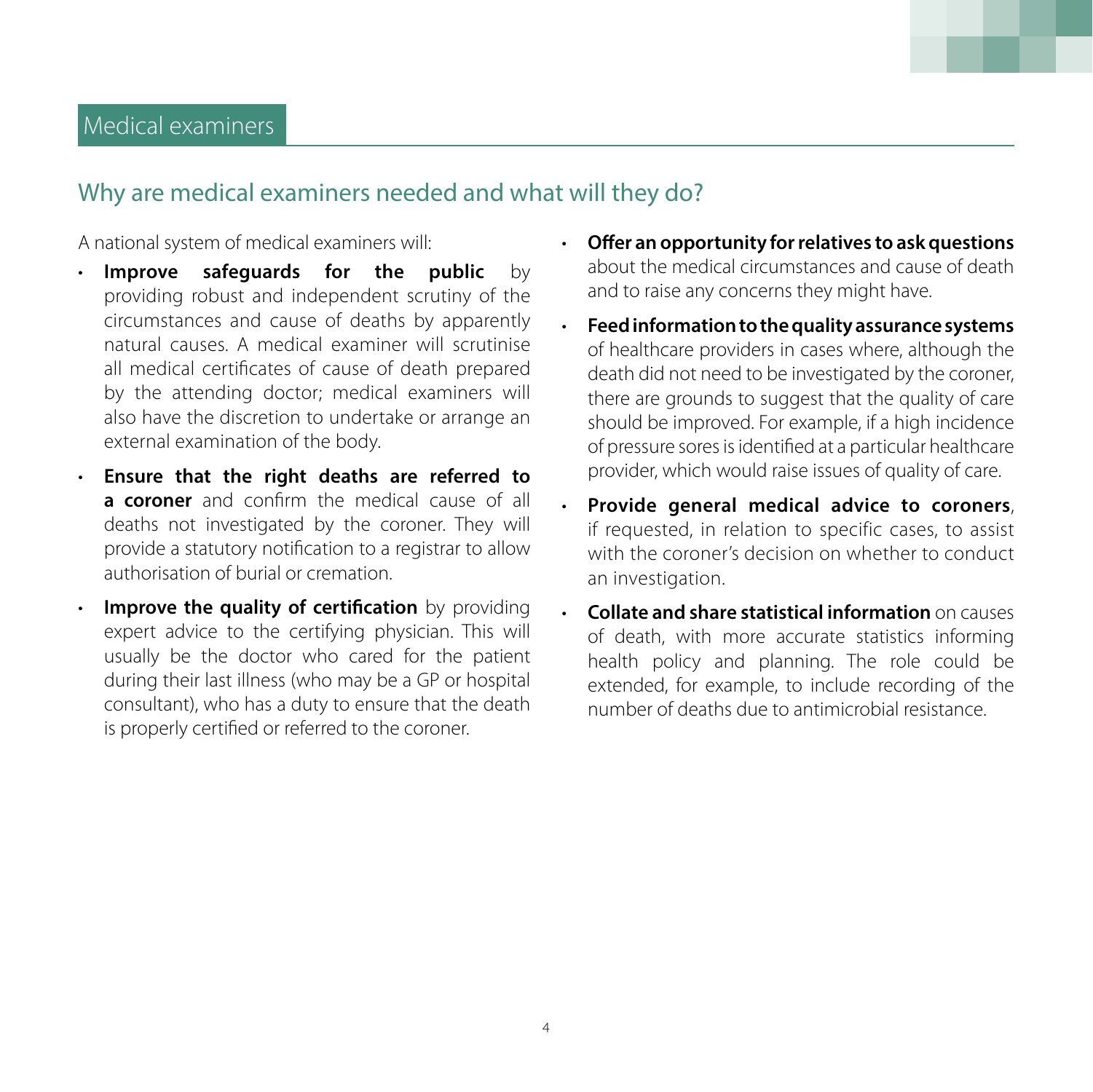# Medical examiners

## Why are medical examiners needed and what will they do?

A national system of medical examiners will:

- **Improve safeguards for the public** by providing robust and independent scrutiny of the circumstances and cause of deaths by apparently natural causes. A medical examiner will scrutinise all medical certificates of cause of death prepared by the attending doctor; medical examiners will also have the discretion to undertake or arrange an external examination of the body.
- **Ensure that the right deaths are referred to a coroner** and confirm the medical cause of all deaths not investigated by the coroner. They will provide a statutory notification to a registrar to allow authorisation of burial or cremation.
- **Improve the quality of certification** by providing expert advice to the certifying physician. This will usually be the doctor who cared for the patient during their last illness (who may be a GP or hospital consultant), who has a duty to ensure that the death is properly certified or referred to the coroner.
- **Offer an opportunity for relatives to ask questions** about the medical circumstances and cause of death and to raise any concerns they might have.
- **Feed information to the quality assurance systems** of healthcare providers in cases where, although the death did not need to be investigated by the coroner, there are grounds to suggest that the quality of care should be improved. For example, if a high incidence of pressure sores is identified at a particular healthcare provider, which would raise issues of quality of care.
- **Provide general medical advice to coroners**, if requested, in relation to specific cases, to assist with the coroner's decision on whether to conduct an investigation.
- **Collate and share statistical information** on causes of death, with more accurate statistics informing health policy and planning. The role could be extended, for example, to include recording of the number of deaths due to antimicrobial resistance.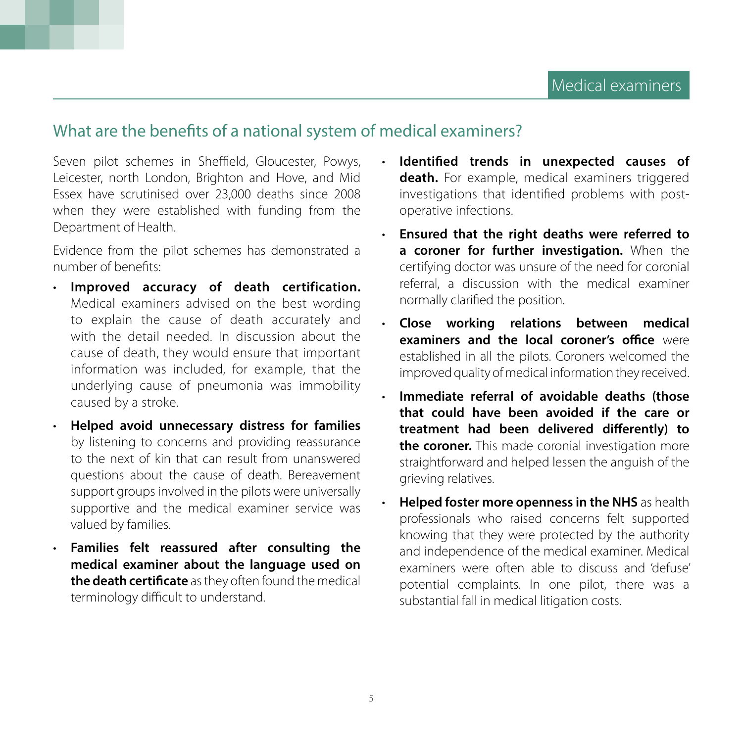## What are the benefits of a national system of medical examiners?

Seven pilot schemes in Sheffield, Gloucester, Powys, Leicester, north London, Brighton and Hove, and Mid Essex have scrutinised over 23,000 deaths since 2008 when they were established with funding from the Department of Health.

Evidence from the pilot schemes has demonstrated a number of benefits:

- **Improved accuracy of death certification.** Medical examiners advised on the best wording to explain the cause of death accurately and with the detail needed. In discussion about the cause of death, they would ensure that important information was included, for example, that the underlying cause of pneumonia was immobility caused by a stroke.
- **Helped avoid unnecessary distress for families** by listening to concerns and providing reassurance to the next of kin that can result from unanswered questions about the cause of death. Bereavement support groups involved in the pilots were universally supportive and the medical examiner service was valued by families.
- **Families felt reassured after consulting the medical examiner about the language used on the death certificate** as they often found the medical terminology difficult to understand.
- **Identified trends in unexpected causes of death.** For example, medical examiners triggered investigations that identified problems with post-operative infections.
- **Ensured that the right deaths were referred to a coroner for further investigation.** When the certifying doctor was unsure of the need for coronial referral, a discussion with the medical examiner normally clarified the position.
- **Close working relations between medical examiners and the local coroner's office** were established in all the pilots. Coroners welcomed the improved quality of medical information they received.
- **Immediate referral of avoidable deaths (those that could have been avoided if the care or treatment had been delivered differently) to the coroner.** This made coronial investigation more straightforward and helped lessen the anguish of the grieving relatives.
- **Helped foster more openness in the NHS** as health professionals who raised concerns felt supported knowing that they were protected by the authority and independence of the medical examiner. Medical examiners were often able to discuss and 'defuse' potential complaints. In one pilot, there was a substantial fall in medical litigation costs.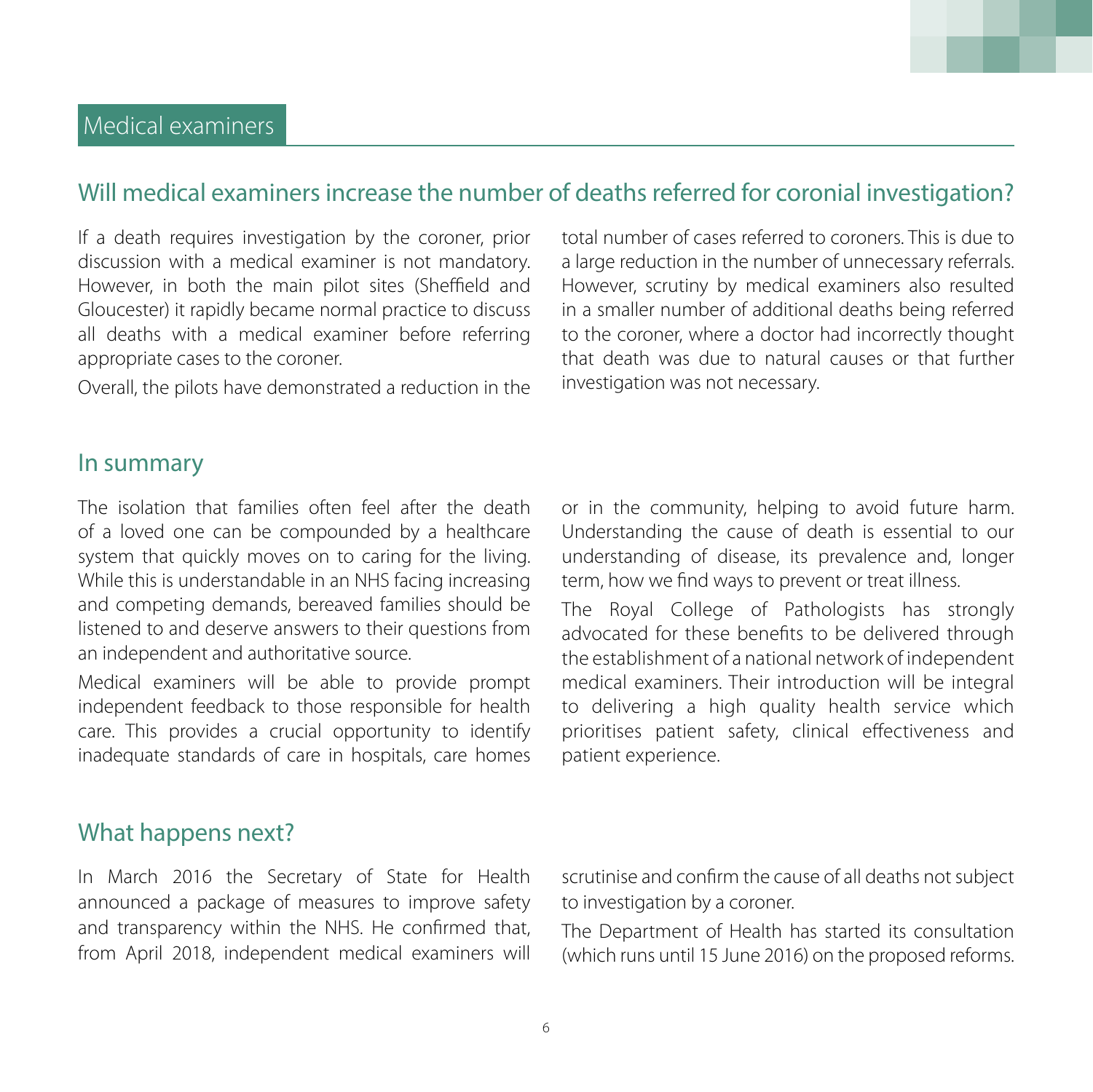# Medical examiners

## Will medical examiners increase the number of deaths referred for coronial investigation?

If a death requires investigation by the coroner, prior discussion with a medical examiner is not mandatory. However, in both the main pilot sites (Sheffield and Gloucester) it rapidly became normal practice to discuss all deaths with a medical examiner before referring appropriate cases to the coroner.

Overall, the pilots have demonstrated a reduction in the total number of cases referred to coroners. This is due to a large reduction in the number of unnecessary referrals. However, scrutiny by medical examiners also resulted in a smaller number of additional deaths being referred to the coroner, where a doctor had incorrectly thought that death was due to natural causes or that further investigation was not necessary.

## In summary

The isolation that families often feel after the death of a loved one can be compounded by a healthcare system that quickly moves on to caring for the living. While this is understandable in an NHS facing increasing and competing demands, bereaved families should be listened to and deserve answers to their questions from an independent and authoritative source.

Medical examiners will be able to provide prompt independent feedback to those responsible for health care. This provides a crucial opportunity to identify inadequate standards of care in hospitals, care homes or in the community, helping to avoid future harm. Understanding the cause of death is essential to our understanding of disease, its prevalence and, longer term, how we find ways to prevent or treat illness.

The Royal College of Pathologists has strongly advocated for these benefits to be delivered through the establishment of a national network of independent medical examiners. Their introduction will be integral to delivering a high quality health service which prioritises patient safety, clinical effectiveness and patient experience.

## What happens next?

In March 2016 the Secretary of State for Health announced a package of measures to improve safety and transparency within the NHS. He confirmed that, from April 2018, independent medical examiners will scrutinise and confirm the cause of all deaths not subject to investigation by a coroner.

The Department of Health has started its consultation (which runs until 15 June 2016) on the proposed reforms.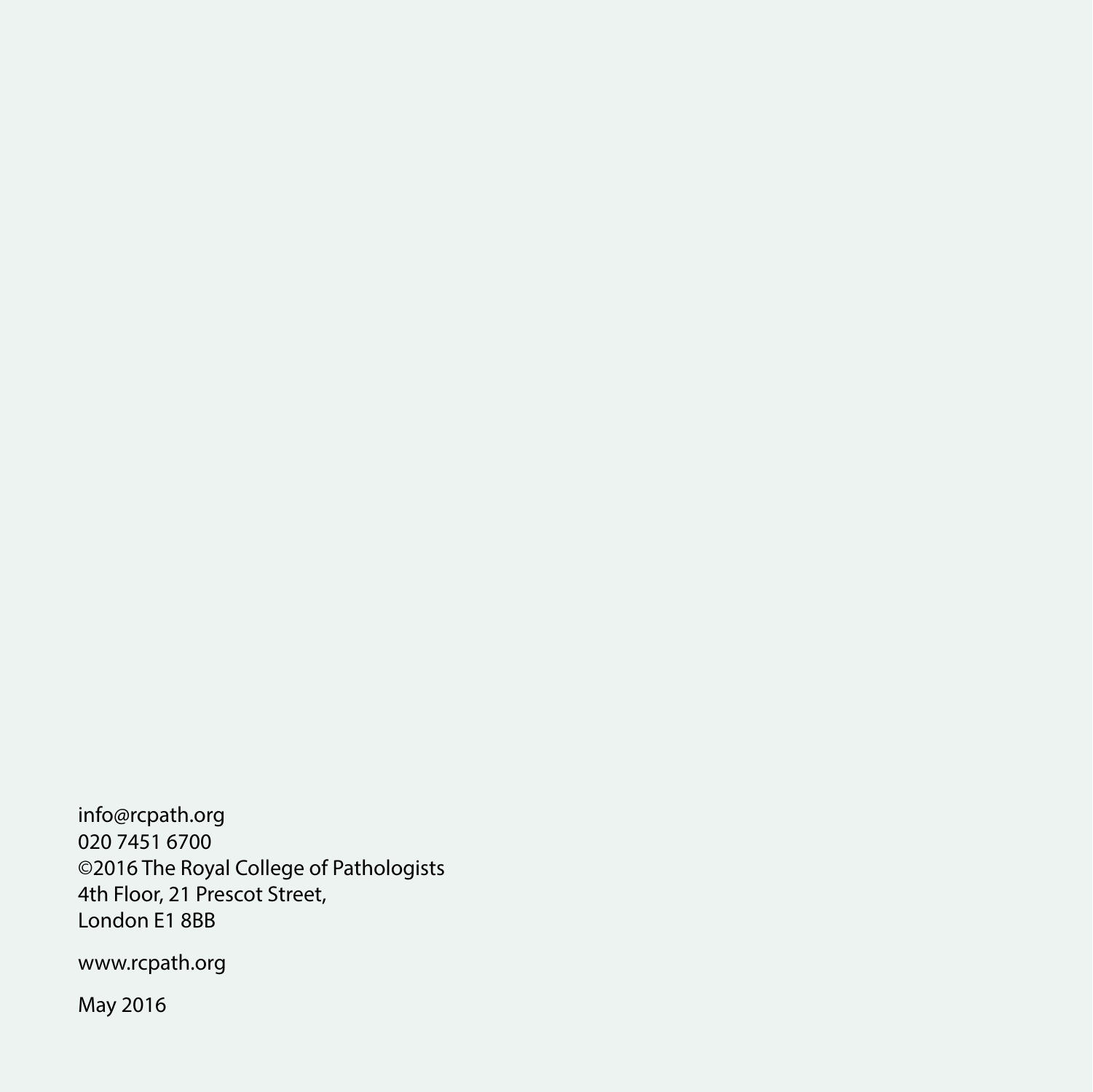info@rcpath.org
020 7451 6700
©2016 The Royal College of Pathologists
4th Floor, 21 Prescot Street,
London E1 8BB

www.rcpath.org

May 2016